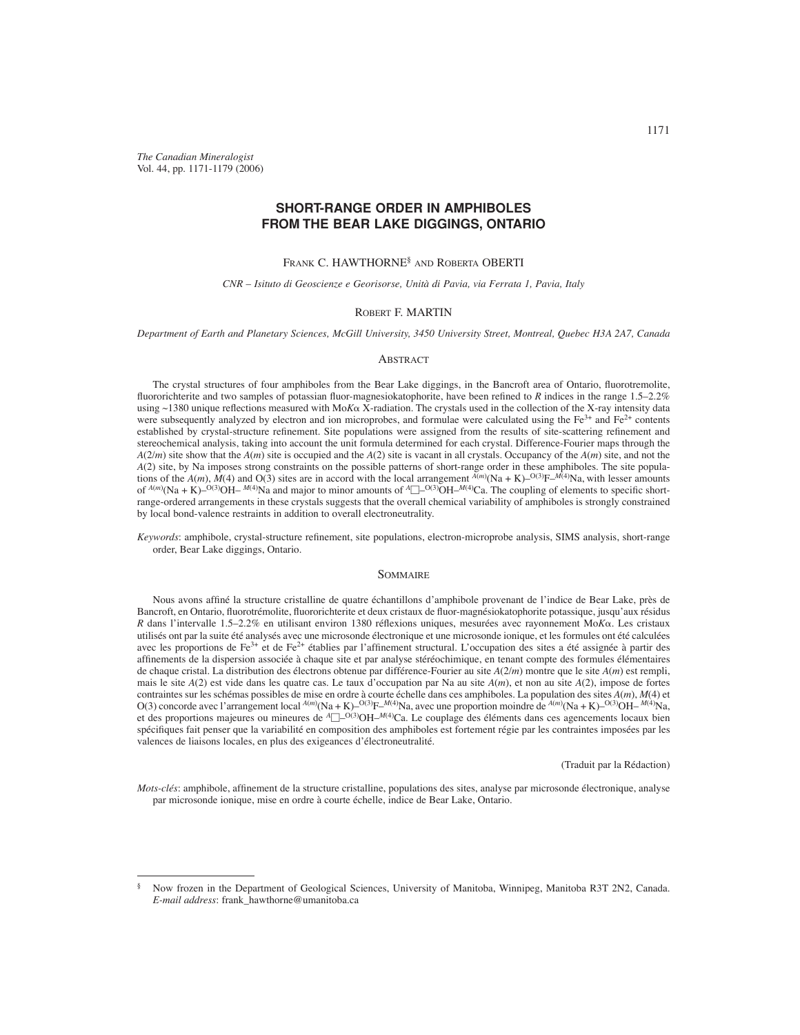*The Canadian Mineralogist*
Vol. 44, pp. 1171-1179 (2006)

# SHORT-RANGE ORDER IN AMPHIBOLES FROM THE BEAR LAKE DIGGINGS, ONTARIO

FRANK C. HAWTHORNE[§] AND ROBERTA OBERTI

*CNR – Isituto di Geoscienze e Georisorse, Unità di Pavia, via Ferrata 1, Pavia, Italy*

ROBERT F. MARTIN

*Department of Earth and Planetary Sciences, McGill University, 3450 University Street, Montreal, Quebec H3A 2A7, Canada*

## ABSTRACT

The crystal structures of four amphiboles from the Bear Lake diggings, in the Bancroft area of Ontario, fluorotremolite, fluororichterite and two samples of potassian fluor-magnesiokatophorite, have been refined to *R* indices in the range 1.5–2.2% using ~1380 unique reflections measured with Mo$K\alpha$ X-radiation. The crystals used in the collection of the X-ray intensity data were subsequently analyzed by electron and ion microprobes, and formulae were calculated using the $Fe^{3+}$ and $Fe^{2+}$ contents established by crystal-structure refinement. Site populations were assigned from the results of site-scattering refinement and stereochemical analysis, taking into account the unit formula determined for each crystal. Difference-Fourier maps through the *A*(2/*m*) site show that the *A*(*m*) site is occupied and the *A*(2) site is vacant in all crystals. Occupancy of the *A*(*m*) site, and not the *A*(2) site, by Na imposes strong constraints on the possible patterns of short-range order in these amphiboles. The site populations of the *A*(*m*), *M*(4) and O(3) sites are in accord with the local arrangement $^{A(m)}$(Na + K)–$^{O(3)}$F–$^{M(4)}$Na, with lesser amounts of $^{A(m)}$(Na + K)–$^{O(3)}$OH– $^{M(4)}$Na and major to minor amounts of $^{A}$□–$^{O(3)}$OH–$^{M(4)}$Ca. The coupling of elements to specific short-range-ordered arrangements in these crystals suggests that the overall chemical variability of amphiboles is strongly constrained by local bond-valence restraints in addition to overall electroneutrality.

*Keywords*: amphibole, crystal-structure refinement, site populations, electron-microprobe analysis, SIMS analysis, short-range order, Bear Lake diggings, Ontario.

## SOMMAIRE

Nous avons affiné la structure cristalline de quatre échantillons d'amphibole provenant de l'indice de Bear Lake, près de Bancroft, en Ontario, fluorotrémolite, fluororichterite et deux cristaux de fluor-magnésiokatophorite potassique, jusqu'aux résidus *R* dans l'intervalle 1.5–2.2% en utilisant environ 1380 réflexions uniques, mesurées avec rayonnement Mo$K\alpha$. Les cristaux utilisés ont par la suite été analysés avec une microsonde électronique et une microsonde ionique, et les formules ont été calculées avec les proportions de $Fe^{3+}$ et de $Fe^{2+}$ établies par l'affinement structural. L'occupation des sites a été assignée à partir des affinements de la dispersion associée à chaque site et par analyse stéréochimique, en tenant compte des formules élémentaires de chaque cristal. La distribution des électrons obtenue par différence-Fourier au site *A*(2/*m*) montre que le site *A*(*m*) est rempli, mais le site *A*(2) est vide dans les quatre cas. Le taux d'occupation par Na au site *A*(*m*), et non au site *A*(2), impose de fortes contraintes sur les schémas possibles de mise en ordre à courte échelle dans ces amphiboles. La population des sites *A*(*m*), *M*(4) et O(3) concorde avec l'arrangement local $^{A(m)}$(Na + K)–$^{O(3)}$F–$^{M(4)}$Na, avec une proportion moindre de $^{A(m)}$(Na + K)–$^{O(3)}$OH– $^{M(4)}$Na, et des proportions majeures ou mineures de $^{A}$□–$^{O(3)}$OH–$^{M(4)}$Ca. Le couplage des éléments dans ces agencements locaux bien spécifiques fait penser que la variabilité en composition des amphiboles est fortement régie par les contraintes imposées par les valences de liaisons locales, en plus des exigeances d'électroneutralité.

(Traduit par la Rédaction)

*Mots-clés*: amphibole, affinement de la structure cristalline, populations des sites, analyse par microsonde électronique, analyse par microsonde ionique, mise en ordre à courte échelle, indice de Bear Lake, Ontario.

---

[§] Now frozen in the Department of Geological Sciences, University of Manitoba, Winnipeg, Manitoba R3T 2N2, Canada. *E-mail address*: frank_hawthorne@umanitoba.ca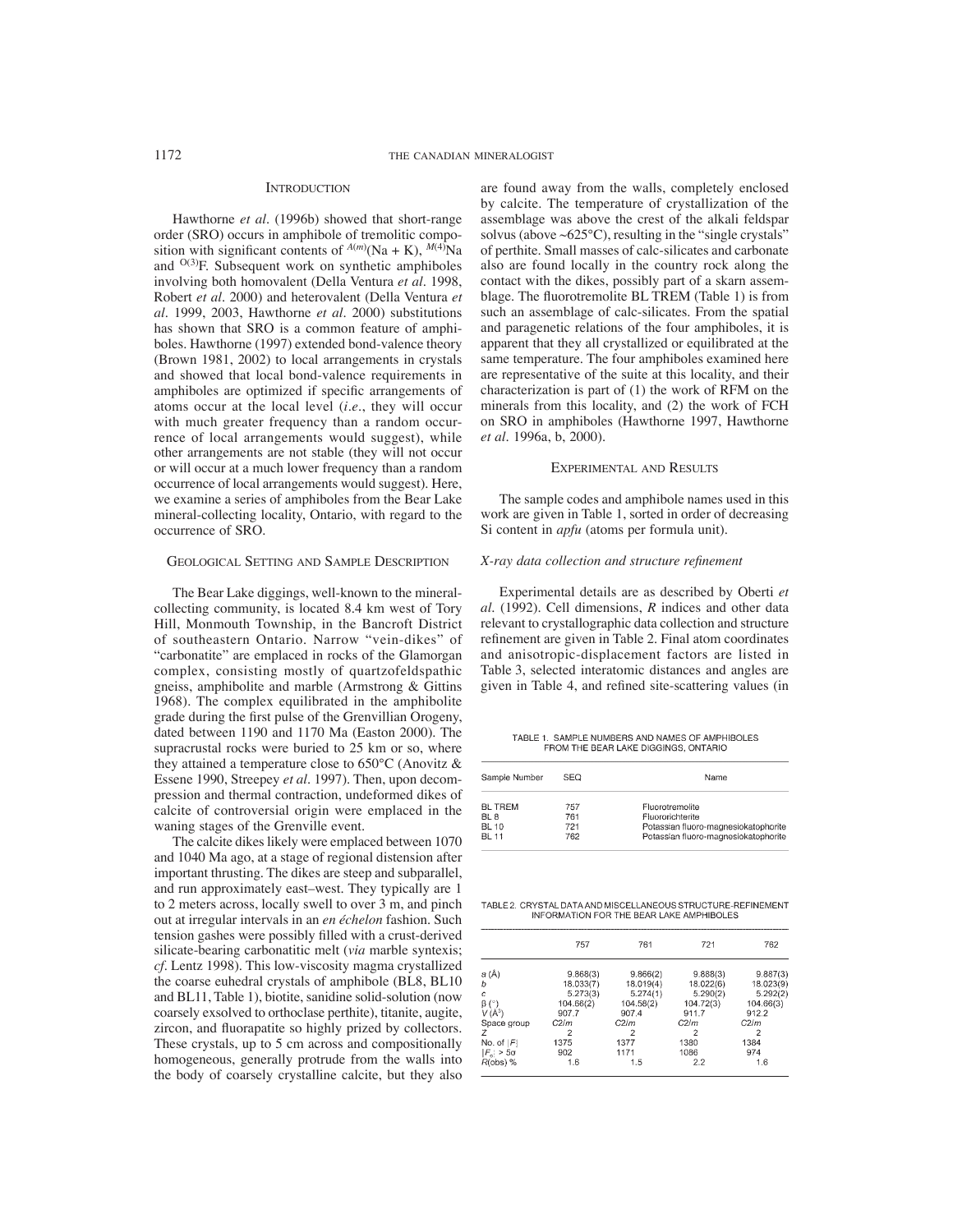## Introduction

Hawthorne *et al.* (1996b) showed that short-range order (SRO) occurs in amphibole of tremolitic composition with significant contents of $^{A(m)}$(Na + K), $^{M(4)}$Na and $^{O(3)}$F. Subsequent work on synthetic amphiboles involving both homovalent (Della Ventura *et al.* 1998, Robert *et al.* 2000) and heterovalent (Della Ventura *et al.* 1999, 2003, Hawthorne *et al.* 2000) substitutions has shown that SRO is a common feature of amphiboles. Hawthorne (1997) extended bond-valence theory (Brown 1981, 2002) to local arrangements in crystals and showed that local bond-valence requirements in amphiboles are optimized if specific arrangements of atoms occur at the local level (*i.e.*, they will occur with much greater frequency than a random occurrence of local arrangements would suggest), while other arrangements are not stable (they will not occur or will occur at a much lower frequency than a random occurrence of local arrangements would suggest). Here, we examine a series of amphiboles from the Bear Lake mineral-collecting locality, Ontario, with regard to the occurrence of SRO.

## Geological Setting and Sample Description

The Bear Lake diggings, well-known to the mineral-collecting community, is located 8.4 km west of Tory Hill, Monmouth Township, in the Bancroft District of southeastern Ontario. Narrow "vein-dikes" of "carbonatite" are emplaced in rocks of the Glamorgan complex, consisting mostly of quartzofeldspathic gneiss, amphibolite and marble (Armstrong & Gittins 1968). The complex equilibrated in the amphibolite grade during the first pulse of the Grenvillian Orogeny, dated between 1190 and 1170 Ma (Easton 2000). The supracrustal rocks were buried to 25 km or so, where they attained a temperature close to 650°C (Anovitz & Essene 1990, Streepey *et al.* 1997). Then, upon decompression and thermal contraction, undeformed dikes of calcite of controversial origin were emplaced in the waning stages of the Grenville event.

The calcite dikes likely were emplaced between 1070 and 1040 Ma ago, at a stage of regional distension after important thrusting. The dikes are steep and subparallel, and run approximately east–west. They typically are 1 to 2 meters across, locally swell to over 3 m, and pinch out at irregular intervals in an *en échelon* fashion. Such tension gashes were possibly filled with a crust-derived silicate-bearing carbonatitic melt (*via* marble syntexis; *cf.* Lentz 1998). This low-viscosity magma crystallized the coarse euhedral crystals of amphibole (BL8, BL10 and BL11, Table 1), biotite, sanidine solid-solution (now coarsely exsolved to orthoclase perthite), titanite, augite, zircon, and fluorapatite so highly prized by collectors. These crystals, up to 5 cm across and compositionally homogeneous, generally protrude from the walls into the body of coarsely crystalline calcite, but they also are found away from the walls, completely enclosed by calcite. The temperature of crystallization of the assemblage was above the crest of the alkali feldspar solvus (above ~625°C), resulting in the "single crystals" of perthite. Small masses of calc-silicates and carbonate also are found locally in the country rock along the contact with the dikes, possibly part of a skarn assemblage. The fluorotremolite BL TREM (Table 1) is from such an assemblage of calc-silicates. From the spatial and paragenetic relations of the four amphiboles, it is apparent that they all crystallized or equilibrated at the same temperature. The four amphiboles examined here are representative of the suite at this locality, and their characterization is part of (1) the work of RFM on the minerals from this locality, and (2) the work of FCH on SRO in amphiboles (Hawthorne 1997, Hawthorne *et al.* 1996a, b, 2000).

## Experimental and Results

The sample codes and amphibole names used in this work are given in Table 1, sorted in order of decreasing Si content in *apfu* (atoms per formula unit).

### *X-ray data collection and structure refinement*

Experimental details are as described by Oberti *et al.* (1992). Cell dimensions, *R* indices and other data relevant to crystallographic data collection and structure refinement are given in Table 2. Final atom coordinates and anisotropic-displacement factors are listed in Table 3, selected interatomic distances and angles are given in Table 4, and refined site-scattering values (in

TABLE 1. SAMPLE NUMBERS AND NAMES OF AMPHIBOLES FROM THE BEAR LAKE DIGGINGS, ONTARIO

| Sample Number | SEQ | Name |
|---|---|---|
| BL TREM | 757 | Fluorotremolite |
| BL 8 | 761 | Fluororichterite |
| BL 10 | 721 | Potassian fluoro-magnesiokatophorite |
| BL 11 | 762 | Potassian fluoro-magnesiokatophorite |

TABLE 2. CRYSTAL DATA AND MISCELLANEOUS STRUCTURE-REFINEMENT INFORMATION FOR THE BEAR LAKE AMPHIBOLES

| | 757 | 761 | 721 | 762 |
|---|---|---|---|---|
| *a* (Å) | 9.868(3) | 9.866(2) | 9.888(3) | 9.887(3) |
| *b* | 18.033(7) | 18.019(4) | 18.022(6) | 18.023(9) |
| *c* | 5.273(3) | 5.274(1) | 5.290(2) | 5.292(2) |
| β (°) | 104.66(2) | 104.58(2) | 104.72(3) | 104.66(3) |
| *V* (Å$^3$) | 907.7 | 907.4 | 911.7 | 912.2 |
| Space group | *C*2/*m* | *C*2/*m* | *C*2/*m* | *C*2/*m* |
| *Z* | 2 | 2 | 2 | 2 |
| No. of \|*F*\| | 1375 | 1377 | 1380 | 1384 |
| \|*F*$_o$\| > 5σ | 902 | 1171 | 1086 | 974 |
| *R*(obs) % | 1.6 | 1.5 | 2.2 | 1.6 |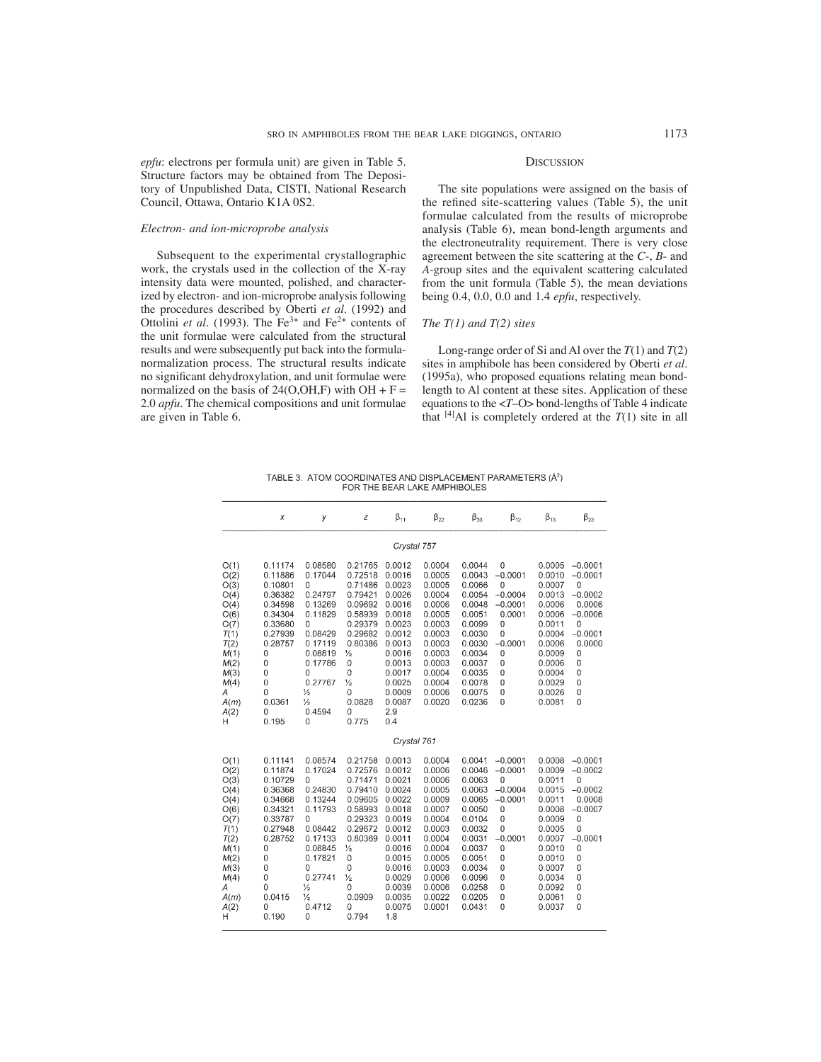*epfu*: electrons per formula unit) are given in Table 5. Structure factors may be obtained from The Depository of Unpublished Data, CISTI, National Research Council, Ottawa, Ontario K1A 0S2.

### *Electron- and ion-microprobe analysis*

Subsequent to the experimental crystallographic work, the crystals used in the collection of the X-ray intensity data were mounted, polished, and characterized by electron- and ion-microprobe analysis following the procedures described by Oberti *et al*. (1992) and Ottolini *et al*. (1993). The $Fe^{3+}$ and $Fe^{2+}$ contents of the unit formulae were calculated from the structural results and were subsequently put back into the formula-normalization process. The structural results indicate no significant dehydroxylation, and unit formulae were normalized on the basis of 24(O,OH,F) with OH + F = 2.0 *apfu*. The chemical compositions and unit formulae are given in Table 6.

## Discussion

The site populations were assigned on the basis of the refined site-scattering values (Table 5), the unit formulae calculated from the results of microprobe analysis (Table 6), mean bond-length arguments and the electroneutrality requirement. There is very close agreement between the site scattering at the *C*-, *B*- and *A*-group sites and the equivalent scattering calculated from the unit formula (Table 5), the mean deviations being 0.4, 0.0, 0.0 and 1.4 *epfu*, respectively.

### *The T(1) and T(2) sites*

Long-range order of Si and Al over the *T*(1) and *T*(2) sites in amphibole has been considered by Oberti *et al*. (1995a), who proposed equations relating mean bond-length to Al content at these sites. Application of these equations to the <*T*–O> bond-lengths of Table 4 indicate that [4]Al is completely ordered at the *T*(1) site in all

TABLE 3. ATOM COORDINATES AND DISPLACEMENT PARAMETERS (Å²) FOR THE BEAR LAKE AMPHIBOLES

| | $x$ | $y$ | $z$ | $\beta_{11}$ | $\beta_{22}$ | $\beta_{33}$ | $\beta_{12}$ | $\beta_{13}$ | $\beta_{23}$ |
|---|---|---|---|---|---|---|---|---|---|
| *Crystal 757* | | | | | | | | | |
| O(1) | 0.11174 | 0.08580 | 0.21765 | 0.0012 | 0.0004 | 0.0044 | 0 | 0.0005 | −0.0001 |
| O(2) | 0.11886 | 0.17044 | 0.72518 | 0.0016 | 0.0005 | 0.0043 | −0.0001 | 0.0010 | −0.0001 |
| O(3) | 0.10801 | 0 | 0.71486 | 0.0023 | 0.0005 | 0.0066 | 0 | 0.0007 | 0 |
| O(4) | 0.36382 | 0.24797 | 0.79421 | 0.0026 | 0.0004 | 0.0054 | −0.0004 | 0.0013 | −0.0002 |
| O(4) | 0.34598 | 0.13269 | 0.09692 | 0.0016 | 0.0006 | 0.0048 | −0.0001 | 0.0006 | 0.0006 |
| O(6) | 0.34304 | 0.11829 | 0.58939 | 0.0018 | 0.0005 | 0.0051 | 0.0001 | 0.0006 | −0.0006 |
| O(7) | 0.33680 | 0 | 0.29379 | 0.0023 | 0.0003 | 0.0099 | 0 | 0.0011 | 0 |
| *T*(1) | 0.27939 | 0.08429 | 0.29682 | 0.0012 | 0.0003 | 0.0030 | 0 | 0.0004 | −0.0001 |
| *T*(2) | 0.28757 | 0.17119 | 0.80386 | 0.0013 | 0.0003 | 0.0030 | −0.0001 | 0.0006 | 0.0000 |
| *M*(1) | 0 | 0.08819 | ½ | 0.0016 | 0.0003 | 0.0034 | 0 | 0.0009 | 0 |
| *M*(2) | 0 | 0.17786 | 0 | 0.0013 | 0.0003 | 0.0037 | 0 | 0.0006 | 0 |
| *M*(3) | 0 | 0 | 0 | 0.0017 | 0.0004 | 0.0035 | 0 | 0.0004 | 0 |
| *M*(4) | 0 | 0.27767 | ½ | 0.0025 | 0.0004 | 0.0078 | 0 | 0.0029 | 0 |
| *A* | 0 | ½ | 0 | 0.0009 | 0.0006 | 0.0075 | 0 | 0.0026 | 0 |
| *A*(m) | 0.0361 | ½ | 0.0828 | 0.0087 | 0.0020 | 0.0236 | 0 | 0.0081 | 0 |
| *A*(2) | 0 | 0.4594 | 0 | 2.9 | | | | | |
| H | 0.195 | 0 | 0.775 | 0.4 | | | | | |
| *Crystal 761* | | | | | | | | | |
| O(1) | 0.11141 | 0.08574 | 0.21758 | 0.0013 | 0.0004 | 0.0041 | −0.0001 | 0.0008 | −0.0001 |
| O(2) | 0.11874 | 0.17024 | 0.72576 | 0.0012 | 0.0006 | 0.0046 | −0.0001 | 0.0009 | −0.0002 |
| O(3) | 0.10729 | 0 | 0.71471 | 0.0021 | 0.0006 | 0.0063 | 0 | 0.0011 | 0 |
| O(4) | 0.36368 | 0.24830 | 0.79410 | 0.0024 | 0.0005 | 0.0063 | −0.0004 | 0.0015 | −0.0002 |
| O(4) | 0.34668 | 0.13244 | 0.09605 | 0.0022 | 0.0009 | 0.0065 | −0.0001 | 0.0011 | 0.0008 |
| O(6) | 0.34321 | 0.11793 | 0.58993 | 0.0018 | 0.0007 | 0.0050 | 0 | 0.0008 | −0.0007 |
| O(7) | 0.33787 | 0 | 0.29323 | 0.0019 | 0.0004 | 0.0104 | 0 | 0.0009 | 0 |
| *T*(1) | 0.27948 | 0.08442 | 0.29672 | 0.0012 | 0.0003 | 0.0032 | 0 | 0.0005 | 0 |
| *T*(2) | 0.28752 | 0.17133 | 0.80369 | 0.0011 | 0.0004 | 0.0031 | −0.0001 | 0.0007 | −0.0001 |
| *M*(1) | 0 | 0.08845 | ½ | 0.0016 | 0.0004 | 0.0037 | 0 | 0.0010 | 0 |
| *M*(2) | 0 | 0.17821 | 0 | 0.0015 | 0.0005 | 0.0051 | 0 | 0.0010 | 0 |
| *M*(3) | 0 | 0 | 0 | 0.0016 | 0.0003 | 0.0034 | 0 | 0.0007 | 0 |
| *M*(4) | 0 | 0.27741 | ½ | 0.0029 | 0.0006 | 0.0096 | 0 | 0.0034 | 0 |
| *A* | 0 | ½ | 0 | 0.0039 | 0.0006 | 0.0258 | 0 | 0.0092 | 0 |
| *A*(m) | 0.0415 | ½ | 0.0909 | 0.0035 | 0.0022 | 0.0205 | 0 | 0.0061 | 0 |
| *A*(2) | 0 | 0.4712 | 0 | 0.0075 | 0.0001 | 0.0431 | 0 | 0.0037 | 0 |
| H | 0.190 | 0 | 0.794 | 1.8 | | | | | |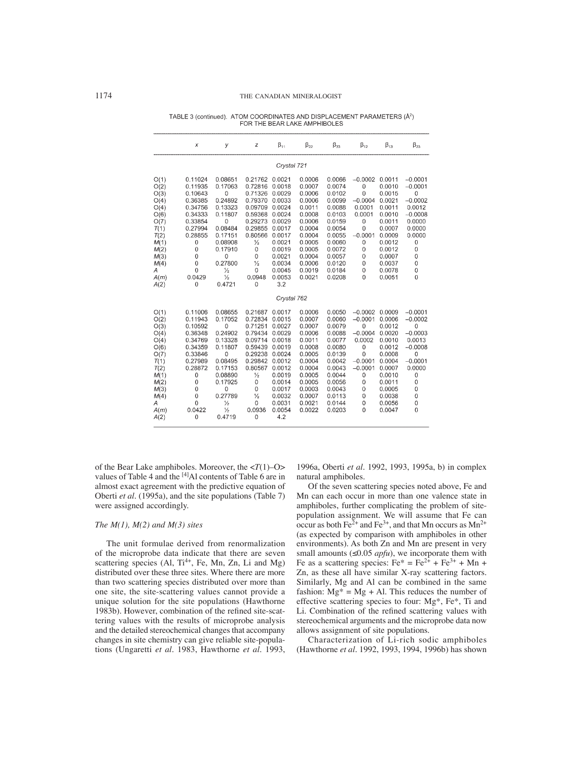TABLE 3 (continued). ATOM COORDINATES AND DISPLACEMENT PARAMETERS (Å$^2$) FOR THE BEAR LAKE AMPHIBOLES

| | $x$ | $y$ | $z$ | $\beta_{11}$ | $\beta_{22}$ | $\beta_{33}$ | $\beta_{12}$ | $\beta_{13}$ | $\beta_{23}$ |
|---|---|---|---|---|---|---|---|---|---|
| | | | | *Crystal 721* | | | | | |
| O(1) | 0.11024 | 0.08651 | 0.21762 | 0.0021 | 0.0006 | 0.0066 | −0.0002 | 0.0011 | −0.0001 |
| O(2) | 0.11935 | 0.17063 | 0.72816 | 0.0018 | 0.0007 | 0.0074 | 0 | 0.0010 | −0.0001 |
| O(3) | 0.10643 | 0 | 0.71326 | 0.0029 | 0.0006 | 0.0102 | 0 | 0.0015 | 0 |
| O(4) | 0.36385 | 0.24892 | 0.79370 | 0.0033 | 0.0006 | 0.0099 | −0.0004 | 0.0021 | −0.0002 |
| O(4) | 0.34756 | 0.13323 | 0.09709 | 0.0024 | 0.0011 | 0.0088 | 0.0001 | 0.0011 | 0.0012 |
| O(6) | 0.34333 | 0.11807 | 0.59368 | 0.0024 | 0.0008 | 0.0103 | 0.0001 | 0.0010 | −0.0008 |
| O(7) | 0.33854 | 0 | 0.29273 | 0.0029 | 0.0006 | 0.0159 | 0 | 0.0011 | 0.0000 |
| $T$(1) | 0.27994 | 0.08484 | 0.29855 | 0.0017 | 0.0004 | 0.0054 | 0 | 0.0007 | 0.0000 |
| $T$(2) | 0.28855 | 0.17151 | 0.80566 | 0.0017 | 0.0004 | 0.0055 | −0.0001 | 0.0009 | 0.0000 |
| $M$(1) | 0 | 0.08908 | ½ | 0.0021 | 0.0005 | 0.0060 | 0 | 0.0012 | 0 |
| $M$(2) | 0 | 0.17910 | 0 | 0.0019 | 0.0005 | 0.0072 | 0 | 0.0012 | 0 |
| $M$(3) | 0 | 0 | 0 | 0.0021 | 0.0004 | 0.0057 | 0 | 0.0007 | 0 |
| $M$(4) | 0 | 0.27800 | ½ | 0.0034 | 0.0006 | 0.0120 | 0 | 0.0037 | 0 |
| $A$ | 0 | ½ | 0 | 0.0045 | 0.0019 | 0.0184 | 0 | 0.0078 | 0 |
| $A(m)$ | 0.0429 | ½ | 0.0948 | 0.0053 | 0.0021 | 0.0208 | 0 | 0.0051 | 0 |
| $A$(2) | 0 | 0.4721 | 0 | 3.2 | | | | | |
| | | | | *Crystal 762* | | | | | |
| O(1) | 0.11006 | 0.08655 | 0.21687 | 0.0017 | 0.0006 | 0.0050 | −0.0002 | 0.0009 | −0.0001 |
| O(2) | 0.11943 | 0.17052 | 0.72834 | 0.0015 | 0.0007 | 0.0060 | −0.0001 | 0.0006 | −0.0002 |
| O(3) | 0.10592 | 0 | 0.71251 | 0.0027 | 0.0007 | 0.0079 | 0 | 0.0012 | 0 |
| O(4) | 0.36348 | 0.24902 | 0.79434 | 0.0029 | 0.0006 | 0.0088 | −0.0004 | 0.0020 | −0.0003 |
| O(4) | 0.34769 | 0.13328 | 0.09714 | 0.0018 | 0.0011 | 0.0077 | 0.0002 | 0.0010 | 0.0013 |
| O(6) | 0.34359 | 0.11807 | 0.59439 | 0.0019 | 0.0008 | 0.0080 | 0 | 0.0012 | −0.0008 |
| O(7) | 0.33846 | 0 | 0.29238 | 0.0024 | 0.0005 | 0.0139 | 0 | 0.0008 | 0 |
| $T$(1) | 0.27989 | 0.08495 | 0.29842 | 0.0012 | 0.0004 | 0.0042 | −0.0001 | 0.0004 | −0.0001 |
| $T$(2) | 0.28872 | 0.17153 | 0.80567 | 0.0012 | 0.0004 | 0.0043 | −0.0001 | 0.0007 | 0.0000 |
| $M$(1) | 0 | 0.08890 | ½ | 0.0019 | 0.0005 | 0.0044 | 0 | 0.0010 | 0 |
| $M$(2) | 0 | 0.17925 | 0 | 0.0014 | 0.0005 | 0.0056 | 0 | 0.0011 | 0 |
| $M$(3) | 0 | 0 | 0 | 0.0017 | 0.0003 | 0.0043 | 0 | 0.0005 | 0 |
| $M$(4) | 0 | 0.27789 | ½ | 0.0032 | 0.0007 | 0.0113 | 0 | 0.0038 | 0 |
| $A$ | 0 | ½ | 0 | 0.0031 | 0.0021 | 0.0144 | 0 | 0.0056 | 0 |
| $A(m)$ | 0.0422 | ½ | 0.0936 | 0.0054 | 0.0022 | 0.0203 | 0 | 0.0047 | 0 |
| $A$(2) | 0 | 0.4719 | 0 | 4.2 | | | | | |

of the Bear Lake amphiboles. Moreover, the <$T$(1)–O> values of Table 4 and the $^{[4]}$Al contents of Table 6 are in almost exact agreement with the predictive equation of Oberti *et al.* (1995a), and the site populations (Table 7) were assigned accordingly.

### *The M(1), M(2) and M(3) sites*

The unit formulae derived from renormalization of the microprobe data indicate that there are seven scattering species (Al, $Ti^{4+}$, Fe, Mn, Zn, Li and Mg) distributed over these three sites. Where there are more than two scattering species distributed over more than one site, the site-scattering values cannot provide a unique solution for the site populations (Hawthorne 1983b). However, combination of the refined site-scattering values with the results of microprobe analysis and the detailed stereochemical changes that accompany changes in site chemistry can give reliable site-populations (Ungaretti *et al.* 1983, Hawthorne *et al.* 1993, 1996a, Oberti *et al.* 1992, 1993, 1995a, b) in complex natural amphiboles.

Of the seven scattering species noted above, Fe and Mn can each occur in more than one valence state in amphiboles, further complicating the problem of site-population assignment. We will assume that Fe can occur as both $Fe^{2+}$ and $Fe^{3+}$, and that Mn occurs as $Mn^{2+}$ (as expected by comparison with amphiboles in other environments). As both Zn and Mn are present in very small amounts (≤0.05 *apfu*), we incorporate them with Fe as a scattering species: $Fe^* = Fe^{2+} + Fe^{3+} + Mn + Zn$, as these all have similar X-ray scattering factors. Similarly, Mg and Al can be combined in the same fashion: $Mg^* = Mg + Al$. This reduces the number of effective scattering species to four: Mg*, Fe*, Ti and Li. Combination of the refined scattering values with stereochemical arguments and the microprobe data now allows assignment of site populations.

Characterization of Li-rich sodic amphiboles (Hawthorne *et al.* 1992, 1993, 1994, 1996b) has shown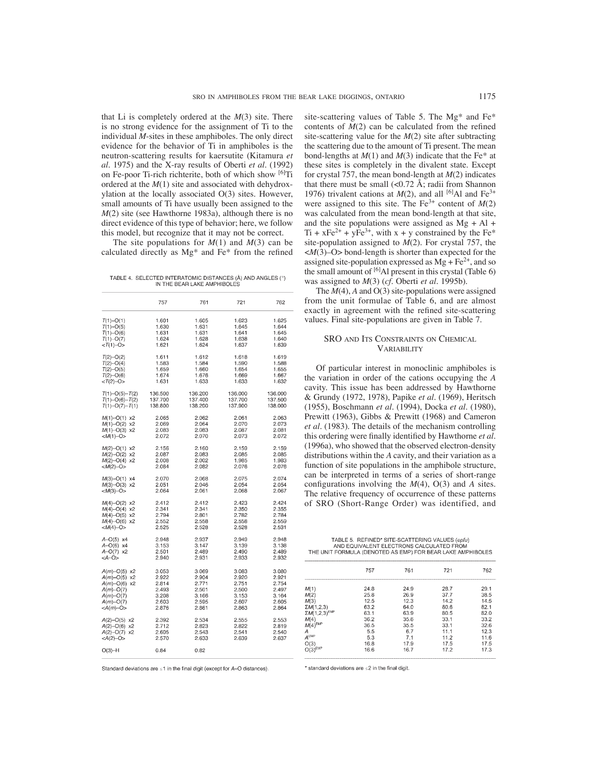that Li is completely ordered at the *M*(3) site. There is no strong evidence for the assignment of Ti to the individual *M*-sites in these amphiboles. The only direct evidence for the behavior of Ti in amphiboles is the neutron-scattering results for kaersutite (Kitamura *et al.* 1975) and the X-ray results of Oberti *et al.* (1992) on Fe-poor Ti-rich richterite, both of which show $^{[6]}$Ti ordered at the *M*(1) site and associated with dehydroxylation at the locally associated O(3) sites. However, small amounts of Ti have usually been assigned to the *M*(2) site (see Hawthorne 1983a), although there is no direct evidence of this type of behavior; here, we follow this model, but recognize that it may not be correct.

The site populations for *M*(1) and *M*(3) can be calculated directly as Mg* and Fe* from the refined site-scattering values of Table 5. The Mg* and Fe* contents of *M*(2) can be calculated from the refined site-scattering value for the *M*(2) site after subtracting the scattering due to the amount of Ti present. The mean bond-lengths at *M*(1) and *M*(3) indicate that the Fe* at these sites is completely in the divalent state. Except for crystal 757, the mean bond-length at *M*(2) indicates that there must be small (<0.72 Å; radii from Shannon 1976) trivalent cations at *M*(2), and all $^{[6]}$Al and $Fe^{3+}$ were assigned to this site. The $Fe^{3+}$ content of *M*(2) was calculated from the mean bond-length at that site, and the site populations were assigned as Mg + Al + Ti + $xFe^{2+}$ + $yFe^{3+}$, with x + y constrained by the Fe* site-population assigned to *M*(2). For crystal 757, the <*M*(3)–O> bond-length is shorter than expected for the assigned site-population expressed as Mg + $Fe^{2+}$, and so the small amount of $^{[6]}$Al present in this crystal (Table 6) was assigned to *M*(3) (*cf.* Oberti *et al.* 1995b).

The *M*(4), *A* and O(3) site-populations were assigned from the unit formulae of Table 6, and are almost exactly in agreement with the refined site-scattering values. Final site-populations are given in Table 7.

TABLE 4. SELECTED INTERATOMIC DISTANCES (Å) AND ANGLES (°) IN THE BEAR LAKE AMPHIBOLES

| | 757 | 761 | 721 | 762 |
|---|---|---|---|---|
| *T*(1)–O(1) | 1.601 | 1.605 | 1.623 | 1.625 |
| *T*(1)–O(5) | 1.630 | 1.631 | 1.645 | 1.644 |
| *T*(1)–O(6) | 1.631 | 1.631 | 1.641 | 1.645 |
| *T*(1)–O(7) | 1.624 | 1.628 | 1.638 | 1.640 |
| <*T*(1)–O> | 1.621 | 1.624 | 1.637 | 1.639 |
| *T*(2)–O(2) | 1.611 | 1.612 | 1.618 | 1.619 |
| *T*(2)–O(4) | 1.583 | 1.584 | 1.590 | 1.588 |
| *T*(2)–O(5) | 1.659 | 1.660 | 1.654 | 1.655 |
| *T*(2)–O(6) | 1.674 | 1.676 | 1.669 | 1.667 |
| <*T*(2)–O> | 1.631 | 1.633 | 1.633 | 1.632 |
| *T*(1)–O(5)–*T*(2) | 136.500 | 136.200 | 136.000 | 136.000 |
| *T*(1)–O(6)–*T*(2) | 137.700 | 137.400 | 137.700 | 137.500 |
| *T*(1)–O(7)–*T*(1) | 138.800 | 138.200 | 137.900 | 138.000 |
| *M*(1)–O(1) x2 | 2.065 | 2.062 | 2.061 | 2.063 |
| *M*(1)–O(2) x2 | 2.069 | 2.064 | 2.070 | 2.073 |
| *M*(1)–O(3) x2 | 2.083 | 2.083 | 2.087 | 2.081 |
| <*M*(1)–O> | 2.072 | 2.070 | 2.073 | 2.072 |
| *M*(2)–O(1) x2 | 2.156 | 2.160 | 2.159 | 2.159 |
| *M*(2)–O(2) x2 | 2.087 | 2.083 | 2.085 | 2.085 |
| *M*(2)–O(4) x2 | 2.008 | 2.002 | 1.985 | 1.983 |
| <*M*(2)–O> | 2.084 | 2.082 | 2.076 | 2.076 |
| *M*(3)–O(1) x4 | 2.070 | 2.068 | 2.075 | 2.074 |
| *M*(3)–O(3) x2 | 2.051 | 2.046 | 2.054 | 2.054 |
| <*M*(3)–O> | 2.064 | 2.061 | 2.068 | 2.067 |
| *M*(4)–O(2) x2 | 2.412 | 2.412 | 2.423 | 2.424 |
| *M*(4)–O(4) x2 | 2.341 | 2.341 | 2.350 | 2.355 |
| *M*(4)–O(5) x2 | 2.794 | 2.801 | 2.782 | 2.784 |
| *M*(4)–O(6) x2 | 2.552 | 2.558 | 2.558 | 2.559 |
| <*M*(4)–O> | 2.525 | 2.528 | 2.528 | 2.531 |
| *A*–O(5) x4 | 2.948 | 2.937 | 2.949 | 2.948 |
| *A*–O(6) x4 | 3.153 | 3.147 | 3.139 | 3.138 |
| *A*–O(7) x2 | 2.501 | 2.489 | 2.490 | 2.489 |
| <*A*–O> | 2.940 | 2.931 | 2.933 | 2.932 |
| *A*(*m*)–O(5) x2 | 3.053 | 3.069 | 3.083 | 3.080 |
| *A*(*m*)–O(5) x2 | 2.922 | 2.904 | 2.920 | 2.921 |
| *A*(*m*)–O(6) x2 | 2.814 | 2.771 | 2.751 | 2.754 |
| *A*(*m*)–O(7) | 2.493 | 2.501 | 2.500 | 2.497 |
| *A*(*m*)–O(7) | 3.208 | 3.166 | 3.153 | 3.164 |
| *A*(*m*)–O(7) | 2.603 | 2.595 | 2.607 | 2.605 |
| <*A*(*m*)–O> | 2.876 | 2.861 | 2.863 | 2.864 |
| *A*(2)–O(5) x2 | 2.392 | 2.534 | 2.555 | 2.553 |
| *A*(2)–O(6) x2 | 2.712 | 2.823 | 2.822 | 2.819 |
| *A*(2)–O(7) x2 | 2.605 | 2.543 | 2.541 | 2.540 |
| <*A*(2)–O> | 2.570 | 2.633 | 2.639 | 2.637 |
| O(3)–H | 0.84 | 0.82 | | |

Standard deviations are ≤1 in the final digit (except for *A*–O distances).

## SRO and Its Constraints on Chemical Variability

Of particular interest in monoclinic amphiboles is the variation in order of the cations occupying the *A* cavity. This issue has been addressed by Hawthorne & Grundy (1972, 1978), Papike *et al.* (1969), Heritsch (1955), Boschmann *et al.* (1994), Docka *et al.* (1980), Prewitt (1963), Gibbs & Prewitt (1968) and Cameron *et al.* (1983). The details of the mechanism controlling this ordering were finally identified by Hawthorne *et al.* (1996a), who showed that the observed electron-density distributions within the *A* cavity, and their variation as a function of site populations in the amphibole structure, can be interpreted in terms of a series of short-range configurations involving the *M*(4), O(3) and *A* sites. The relative frequency of occurrence of these patterns of SRO (Short-Range Order) was identified, and

TABLE 5. REFINED* SITE-SCATTERING VALUES (*epfu*) AND EQUIVALENT ELECTRONS CALCULATED FROM THE UNIT FORMULA (DENOTED AS EMP) FOR BEAR LAKE AMPHIBOLES

| | 757 | 761 | 721 | 762 |
|---|---|---|---|---|
| *M*(1) | 24.8 | 24.9 | 28.7 | 29.1 |
| *M*(2) | 25.8 | 26.9 | 37.7 | 38.5 |
| *M*(3) | 12.5 | 12.3 | 14.2 | 14.5 |
| Σ*M*(1,2,3) | 63.2 | 64.0 | 80.6 | 82.1 |
| Σ*M*(1,2,3)$^{EMP}$ | 63.1 | 63.9 | 80.5 | 82.0 |
| *M*(4) | 36.2 | 35.6 | 33.1 | 33.2 |
| *M*(4)$^{EMP}$ | 36.5 | 35.5 | 33.1 | 32.6 |
| *A* | 5.5 | 6.7 | 11.1 | 12.3 |
| *A*$^{EMP}$ | 5.3 | 7.1 | 11.2 | 11.6 |
| O(3) | 16.8 | 17.9 | 17.5 | 17.5 |
| O(3)$^{EMP}$ | 16.6 | 16.7 | 17.2 | 17.3 |

* standard deviations are ≤2 in the final digit.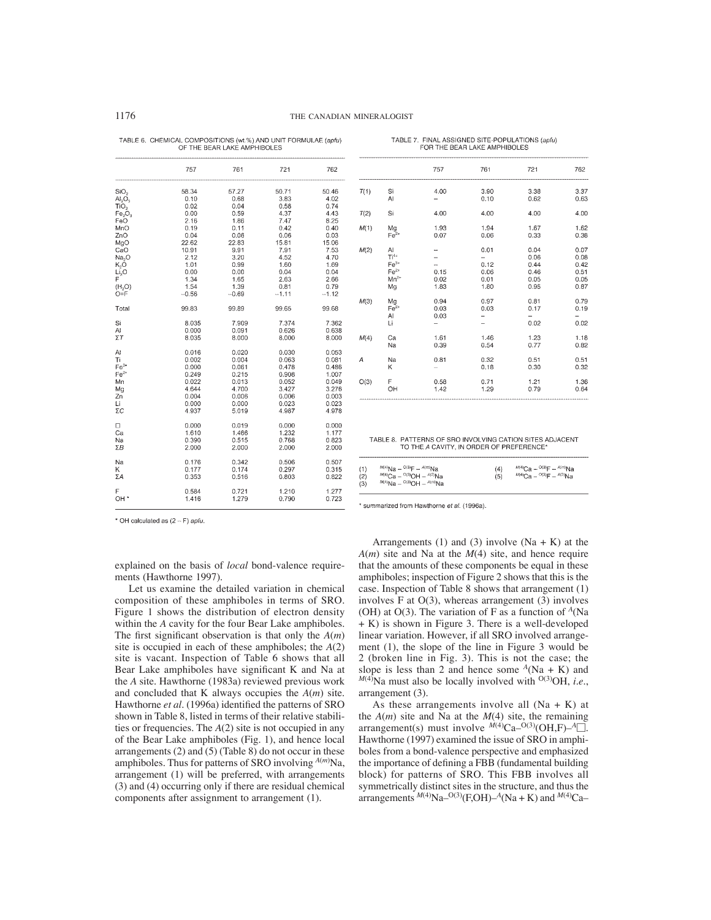TABLE 6. CHEMICAL COMPOSITIONS (wt.%) AND UNIT FORMULAE (*apfu*) OF THE BEAR LAKE AMPHIBOLES

| | 757 | 761 | 721 | 762 |
|---|---|---|---|---|
| $SiO_2$ | 58.34 | 57.27 | 50.71 | 50.46 |
| $Al_2O_3$ | 0.10 | 0.68 | 3.83 | 4.02 |
| $TiO_2$ | 0.02 | 0.04 | 0.58 | 0.74 |
| $Fe_2O_3$ | 0.00 | 0.59 | 4.37 | 4.43 |
| FeO | 2.16 | 1.86 | 7.47 | 8.25 |
| MnO | 0.19 | 0.11 | 0.42 | 0.40 |
| ZnO | 0.04 | 0.06 | 0.06 | 0.03 |
| MgO | 22.62 | 22.83 | 15.81 | 15.06 |
| CaO | 10.91 | 9.91 | 7.91 | 7.53 |
| $Na_2O$ | 2.12 | 3.20 | 4.52 | 4.70 |
| $K_2O$ | 1.01 | 0.99 | 1.60 | 1.69 |
| $Li_2O$ | 0.00 | 0.00 | 0.04 | 0.04 |
| F | 1.34 | 1.65 | 2.63 | 2.66 |
| $(H_2O)$ | 1.54 | 1.39 | 0.81 | 0.79 |
| O=F | −0.56 | −0.69 | −1.11 | −1.12 |
| Total | 99.83 | 99.89 | 99.65 | 99.68 |
| Si | 8.035 | 7.909 | 7.374 | 7.362 |
| Al | 0.000 | 0.091 | 0.626 | 0.638 |
| Σ*T* | 8.035 | 8.000 | 8.000 | 8.000 |
| Al | 0.016 | 0.020 | 0.030 | 0.053 |
| Ti | 0.002 | 0.004 | 0.063 | 0.081 |
| $Fe^{3+}$ | 0.000 | 0.061 | 0.478 | 0.486 |
| $Fe^{2+}$ | 0.249 | 0.215 | 0.908 | 1.007 |
| Mn | 0.022 | 0.013 | 0.052 | 0.049 |
| Mg | 4.644 | 4.700 | 3.427 | 3.276 |
| Zn | 0.004 | 0.006 | 0.006 | 0.003 |
| Li | 0.000 | 0.000 | 0.023 | 0.023 |
| Σ*C* | 4.937 | 5.019 | 4.987 | 4.978 |
| □ | 0.000 | 0.019 | 0.000 | 0.000 |
| Ca | 1.610 | 1.466 | 1.232 | 1.177 |
| Na | 0.390 | 0.515 | 0.768 | 0.823 |
| Σ*B* | 2.000 | 2.000 | 2.000 | 2.000 |
| Na | 0.176 | 0.342 | 0.506 | 0.507 |
| K | 0.177 | 0.174 | 0.297 | 0.315 |
| Σ*A* | 0.353 | 0.516 | 0.803 | 0.822 |
| F | 0.584 | 0.721 | 1.210 | 1.277 |
| OH * | 1.416 | 1.279 | 0.790 | 0.723 |

\* OH calculated as (2 – F) *apfu*.

TABLE 7. FINAL ASSIGNED SITE-POPULATIONS (*apfu*) FOR THE BEAR LAKE AMPHIBOLES

| | | 757 | 761 | 721 | 762 |
|---|---|---|---|---|---|
| *T*(1) | Si | 4.00 | 3.90 | 3.38 | 3.37 |
| | Al | – | 0.10 | 0.62 | 0.63 |
| *T*(2) | Si | 4.00 | 4.00 | 4.00 | 4.00 |
| *M*(1) | Mg | 1.93 | 1.94 | 1.67 | 1.62 |
| | $Fe^{2+}$ | 0.07 | 0.06 | 0.33 | 0.38 |
| *M*(2) | Al | – | 0.01 | 0.04 | 0.07 |
| | $Ti^{4+}$ | – | – | 0.06 | 0.08 |
| | $Fe^{3+}$ | – | 0.12 | 0.44 | 0.42 |
| | $Fe^{2+}$ | 0.15 | 0.06 | 0.46 | 0.51 |
| | $Mn^{2+}$ | 0.02 | 0.01 | 0.05 | 0.05 |
| | Mg | 1.83 | 1.80 | 0.95 | 0.87 |
| *M*(3) | Mg | 0.94 | 0.97 | 0.81 | 0.79 |
| | $Fe^{2+}$ | 0.03 | 0.03 | 0.17 | 0.19 |
| | Al | 0.03 | – | – | – |
| | Li | – | – | 0.02 | 0.02 |
| *M*(4) | Ca | 1.61 | 1.46 | 1.23 | 1.18 |
| | Na | 0.39 | 0.54 | 0.77 | 0.82 |
| *A* | Na | 0.81 | 0.32 | 0.51 | 0.51 |
| | K | – | 0.18 | 0.30 | 0.32 |
| O(3) | F | 0.58 | 0.71 | 1.21 | 1.36 |
| | OH | 1.42 | 1.29 | 0.79 | 0.64 |

TABLE 8. PATTERNS OF SRO INVOLVING CATION SITES ADJACENT TO THE *A* CAVITY, IN ORDER OF PREFERENCE*

| | | | |
|---|---|---|---|
| (1) | $^{M(4)}$Na – $^{O(3)}$F – $^{A(m)}$Na | (4) | $^{M(4)}$Ca – $^{O(3)}$F – $^{A(m)}$Na |
| (2) | $^{M(4)}$Ca – $^{O(3)}$OH – $^{A(2)}$Na | (5) | $^{M(4)}$Ca – $^{O(3)}$F – $^{A(2)}$Na |
| (3) | $^{M(4)}$Na – $^{O(3)}$OH – $^{A(m)}$Na | | |

\* summarized from Hawthorne *et al.* (1996a).

explained on the basis of *local* bond-valence requirements (Hawthorne 1997).

Let us examine the detailed variation in chemical composition of these amphiboles in terms of SRO. Figure 1 shows the distribution of electron density within the *A* cavity for the four Bear Lake amphiboles. The first significant observation is that only the *A*(*m*) site is occupied in each of these amphiboles; the *A*(2) site is vacant. Inspection of Table 6 shows that all Bear Lake amphiboles have significant K and Na at the *A* site. Hawthorne (1983a) reviewed previous work and concluded that K always occupies the *A*(*m*) site. Hawthorne *et al*. (1996a) identified the patterns of SRO shown in Table 8, listed in terms of their relative stabilities or frequencies. The *A*(2) site is not occupied in any of the Bear Lake amphiboles (Fig. 1), and hence local arrangements (2) and (5) (Table 8) do not occur in these amphiboles. Thus for patterns of SRO involving $^{A(m)}$Na, arrangement (1) will be preferred, with arrangements (3) and (4) occurring only if there are residual chemical components after assignment to arrangement (1).

Arrangements (1) and (3) involve (Na + K) at the *A*(*m*) site and Na at the *M*(4) site, and hence require that the amounts of these components be equal in these amphiboles; inspection of Figure 2 shows that this is the case. Inspection of Table 8 shows that arrangement (1) involves F at O(3), whereas arrangement (3) involves (OH) at O(3). The variation of F as a function of $^{A}$(Na + K) is shown in Figure 3. There is a well-developed linear variation. However, if all SRO involved arrangement (1), the slope of the line in Figure 3 would be 2 (broken line in Fig. 3). This is not the case; the slope is less than 2 and hence some $^{A}$(Na + K) and $^{M(4)}$Na must also be locally involved with $^{O(3)}$OH, *i.e*., arrangement (3).

As these arrangements involve all (Na + K) at the *A*(*m*) site and Na at the *M*(4) site, the remaining arrangement(s) must involve $^{M(4)}$Ca–$^{O(3)}$(OH,F)–$^{A}$□. Hawthorne (1997) examined the issue of SRO in amphiboles from a bond-valence perspective and emphasized the importance of defining a FBB (fundamental building block) for patterns of SRO. This FBB involves all symmetrically distinct sites in the structure, and thus the arrangements $^{M(4)}$Na–$^{O(3)}$(F,OH)–$^{A}$(Na + K) and $^{M(4)}$Ca–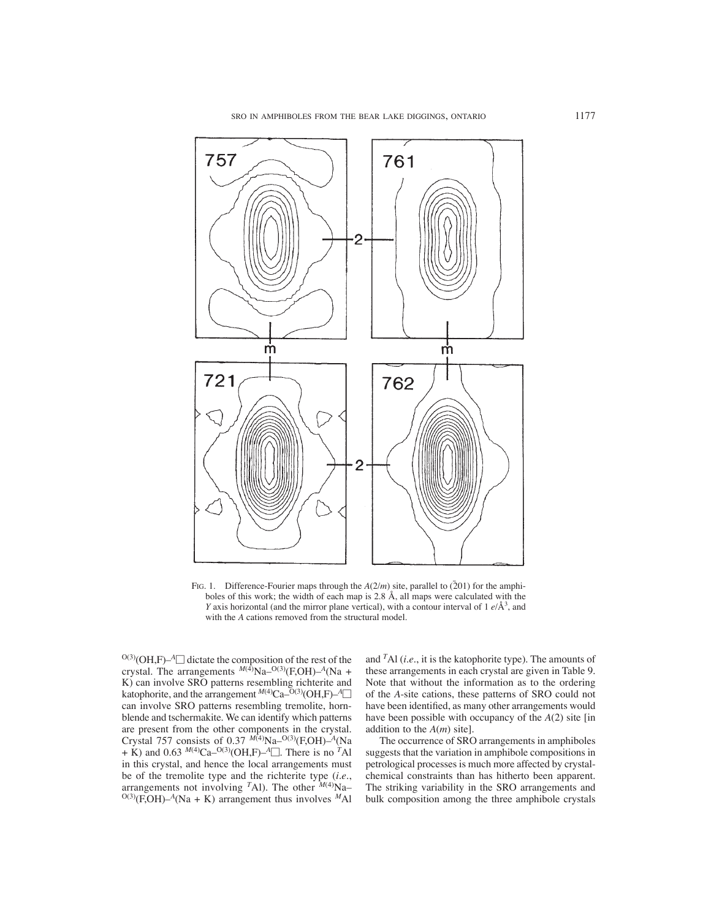FIG. 1. Difference-Fourier maps through the $A(2/m)$ site, parallel to $(\bar{2}01)$ for the amphiboles of this work; the width of each map is 2.8 Å, all maps were calculated with the $Y$ axis horizontal (and the mirror plane vertical), with a contour interval of 1 $e$/Å$^3$, and with the $A$ cations removed from the structural model.

$^{O(3)}$(OH,F)–$^{A}\square$ dictate the composition of the rest of the crystal. The arrangements $^{M(4)}$Na–$^{O(3)}$(F,OH)–$^{A}$(Na + K) can involve SRO patterns resembling richterite and katophorite, and the arrangement $^{M(4)}$Ca–$^{O(3)}$(OH,F)–$^{A}\square$ can involve SRO patterns resembling tremolite, hornblende and tschermakite. We can identify which patterns are present from the other components in the crystal. Crystal 757 consists of 0.37 $^{M(4)}$Na–$^{O(3)}$(F,OH)–$^{A}$(Na + K) and 0.63 $^{M(4)}$Ca–$^{O(3)}$(OH,F)–$^{A}\square$. There is no $^{T}$Al in this crystal, and hence the local arrangements must be of the tremolite type and the richterite type (*i.e.*, arrangements not involving $^{T}$Al). The other $^{M(4)}$Na–$^{O(3)}$(F,OH)–$^{A}$(Na + K) arrangement thus involves $^{M}$Al and $^{T}$Al (*i.e.*, it is the katophorite type). The amounts of these arrangements in each crystal are given in Table 9. Note that without the information as to the ordering of the $A$-site cations, these patterns of SRO could not have been identified, as many other arrangements would have been possible with occupancy of the $A$(2) site [in addition to the $A(m)$ site].

The occurrence of SRO arrangements in amphiboles suggests that the variation in amphibole compositions in petrological processes is much more affected by crystal-chemical constraints than has hitherto been apparent. The striking variability in the SRO arrangements and bulk composition among the three amphibole crystals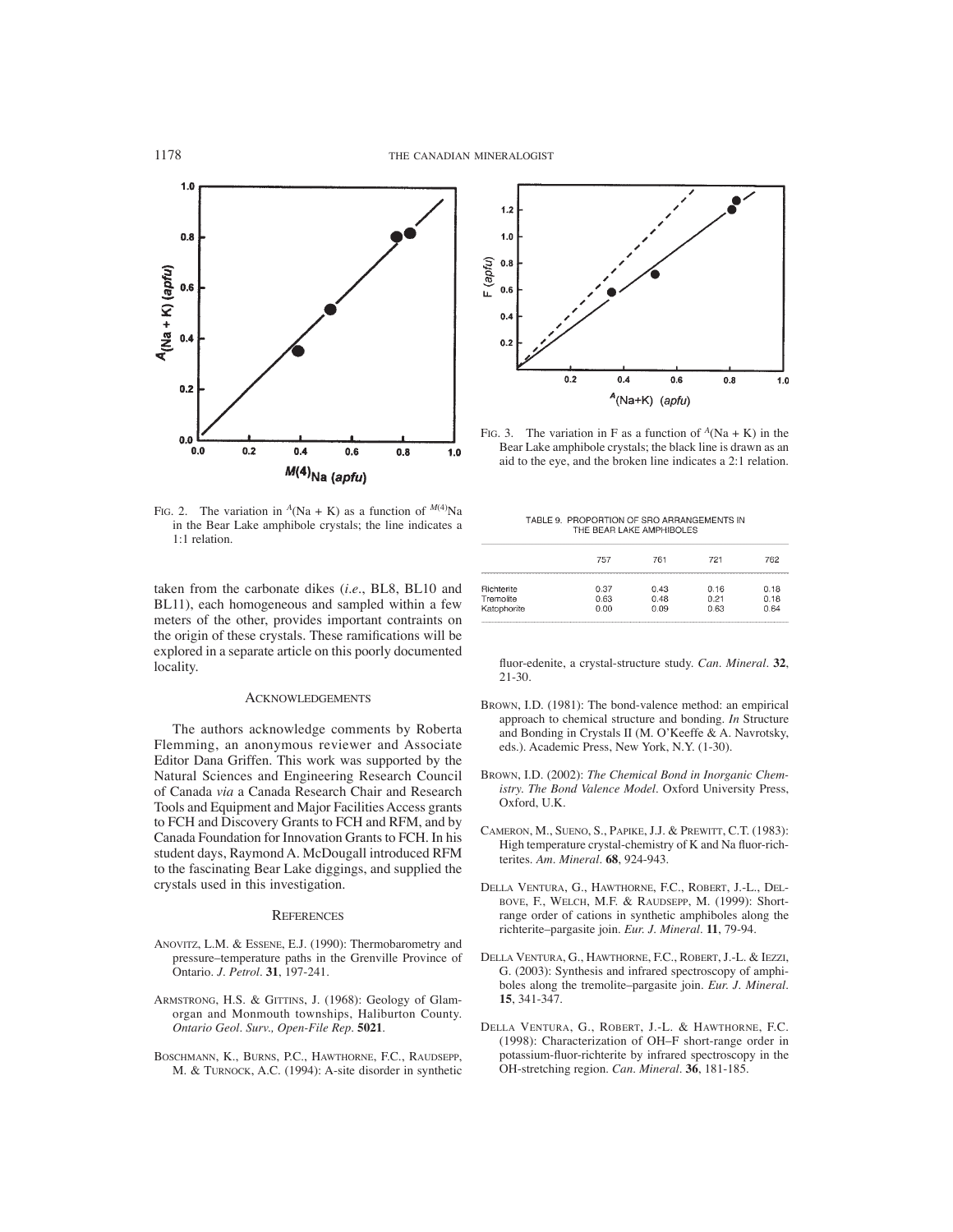FIG. 2. The variation in $^{A}$(Na + K) as a function of $^{M(4)}$Na in the Bear Lake amphibole crystals; the line indicates a 1:1 relation.

FIG. 3. The variation in F as a function of $^{A}$(Na + K) in the Bear Lake amphibole crystals; the black line is drawn as an aid to the eye, and the broken line indicates a 2:1 relation.

taken from the carbonate dikes (*i.e.*, BL8, BL10 and BL11), each homogeneous and sampled within a few meters of the other, provides important contraints on the origin of these crystals. These ramifications will be explored in a separate article on this poorly documented locality.

## ACKNOWLEDGEMENTS

The authors acknowledge comments by Roberta Flemming, an anonymous reviewer and Associate Editor Dana Griffen. This work was supported by the Natural Sciences and Engineering Research Council of Canada *via* a Canada Research Chair and Research Tools and Equipment and Major Facilities Access grants to FCH and Discovery Grants to FCH and RFM, and by Canada Foundation for Innovation Grants to FCH. In his student days, Raymond A. McDougall introduced RFM to the fascinating Bear Lake diggings, and supplied the crystals used in this investigation.

TABLE 9. PROPORTION OF SRO ARRANGEMENTS IN THE BEAR LAKE AMPHIBOLES

| | 757 | 761 | 721 | 762 |
|---|---|---|---|---|
| Richterite | 0.37 | 0.43 | 0.16 | 0.18 |
| Tremolite | 0.63 | 0.48 | 0.21 | 0.18 |
| Katophorite | 0.00 | 0.09 | 0.63 | 0.64 |

## REFERENCES

ANOVITZ, L.M. & ESSENE, E.J. (1990): Thermobarometry and pressure–temperature paths in the Grenville Province of Ontario. *J. Petrol.* **31**, 197-241.

ARMSTRONG, H.S. & GITTINS, J. (1968): Geology of Glamorgan and Monmouth townships, Haliburton County. *Ontario Geol. Surv., Open-File Rep.* **5021**.

BOSCHMANN, K., BURNS, P.C., HAWTHORNE, F.C., RAUDSEPP, M. & TURNOCK, A.C. (1994): A-site disorder in synthetic fluor-edenite, a crystal-structure study. *Can. Mineral.* **32**, 21-30.

BROWN, I.D. (1981): The bond-valence method: an empirical approach to chemical structure and bonding. *In* Structure and Bonding in Crystals II (M. O'Keeffe & A. Navrotsky, eds.). Academic Press, New York, N.Y. (1-30).

BROWN, I.D. (2002): *The Chemical Bond in Inorganic Chemistry. The Bond Valence Model*. Oxford University Press, Oxford, U.K.

CAMERON, M., SUENO, S., PAPIKE, J.J. & PREWITT, C.T. (1983): High temperature crystal-chemistry of K and Na fluor-richterites. *Am. Mineral.* **68**, 924-943.

DELLA VENTURA, G., HAWTHORNE, F.C., ROBERT, J.-L., DELBOVE, F., WELCH, M.F. & RAUDSEPP, M. (1999): Short-range order of cations in synthetic amphiboles along the richterite–pargasite join. *Eur. J. Mineral.* **11**, 79-94.

DELLA VENTURA, G., HAWTHORNE, F.C., ROBERT, J.-L. & IEZZI, G. (2003): Synthesis and infrared spectroscopy of amphiboles along the tremolite–pargasite join. *Eur. J. Mineral.* **15**, 341-347.

DELLA VENTURA, G., ROBERT, J.-L. & HAWTHORNE, F.C. (1998): Characterization of OH–F short-range order in potassium-fluor-richterite by infrared spectroscopy in the OH-stretching region. *Can. Mineral.* **36**, 181-185.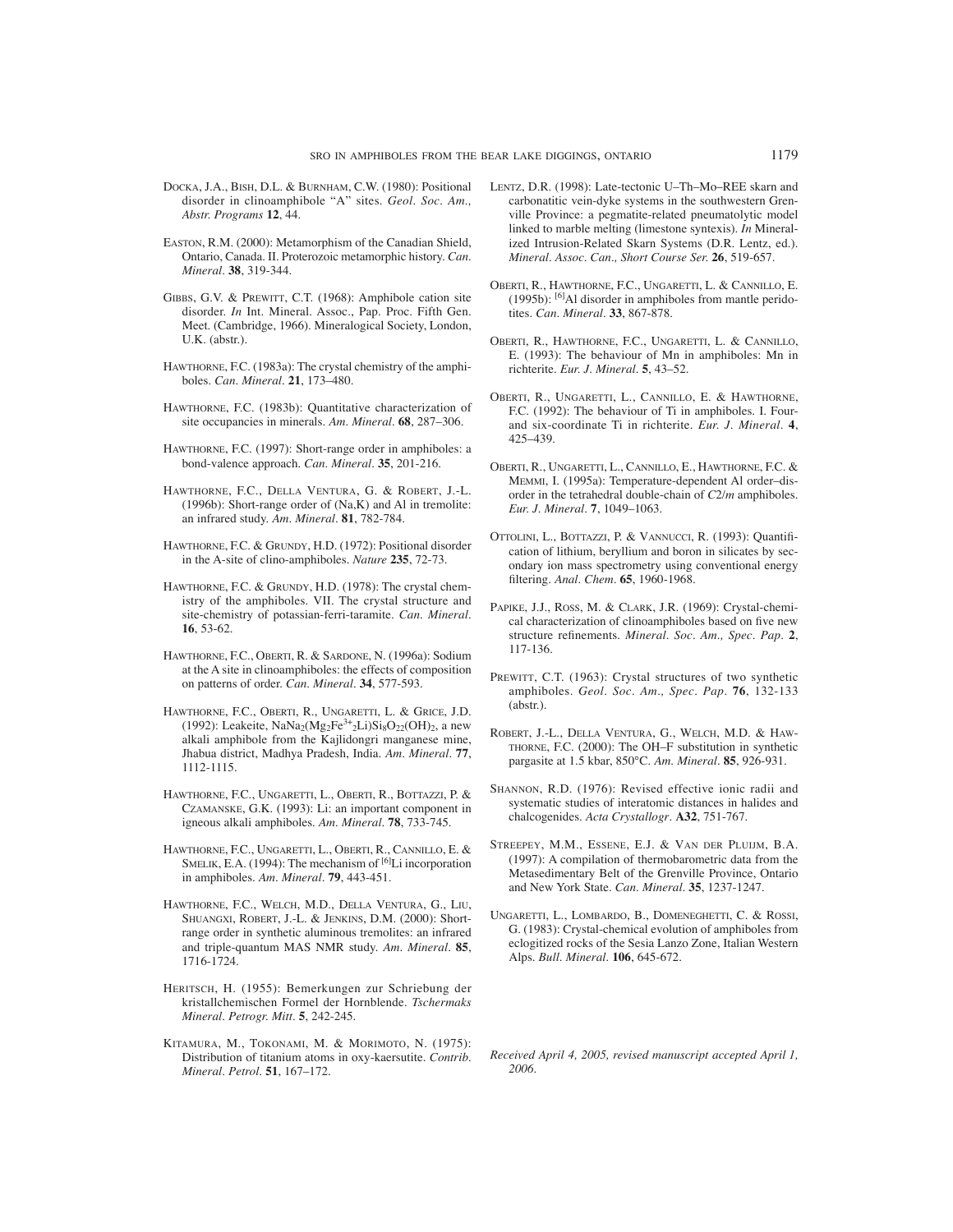DOCKA, J.A., BISH, D.L. & BURNHAM, C.W. (1980): Positional disorder in clinoamphibole "A" sites. *Geol. Soc. Am., Abstr. Programs* **12**, 44.

EASTON, R.M. (2000): Metamorphism of the Canadian Shield, Ontario, Canada. II. Proterozoic metamorphic history. *Can. Mineral.* **38**, 319-344.

GIBBS, G.V. & PREWITT, C.T. (1968): Amphibole cation site disorder. *In* Int. Mineral. Assoc., Pap. Proc. Fifth Gen. Meet. (Cambridge, 1966). Mineralogical Society, London, U.K. (abstr.).

HAWTHORNE, F.C. (1983a): The crystal chemistry of the amphiboles. *Can. Mineral.* **21**, 173–480.

HAWTHORNE, F.C. (1983b): Quantitative characterization of site occupancies in minerals. *Am. Mineral.* **68**, 287–306.

HAWTHORNE, F.C. (1997): Short-range order in amphiboles: a bond-valence approach. *Can. Mineral.* **35**, 201-216.

HAWTHORNE, F.C., DELLA VENTURA, G. & ROBERT, J.-L. (1996b): Short-range order of (Na,K) and Al in tremolite: an infrared study. *Am. Mineral.* **81**, 782-784.

HAWTHORNE, F.C. & GRUNDY, H.D. (1972): Positional disorder in the A-site of clino-amphiboles. *Nature* **235**, 72-73.

HAWTHORNE, F.C. & GRUNDY, H.D. (1978): The crystal chemistry of the amphiboles. VII. The crystal structure and site-chemistry of potassian-ferri-taramite. *Can. Mineral.* **16**, 53-62.

HAWTHORNE, F.C., OBERTI, R. & SARDONE, N. (1996a): Sodium at the A site in clinoamphiboles: the effects of composition on patterns of order. *Can. Mineral.* **34**, 577-593.

HAWTHORNE, F.C., OBERTI, R., UNGARETTI, L. & GRICE, J.D. (1992): Leakeite, $NaNa_2(Mg_2Fe^{3+}{}_2Li)Si_8O_{22}(OH)_2$, a new alkali amphibole from the Kajlidongri manganese mine, Jhabua district, Madhya Pradesh, India. *Am. Mineral.* **77**, 1112-1115.

HAWTHORNE, F.C., UNGARETTI, L., OBERTI, R., BOTTAZZI, P. & CZAMANSKE, G.K. (1993): Li: an important component in igneous alkali amphiboles. *Am. Mineral.* **78**, 733-745.

HAWTHORNE, F.C., UNGARETTI, L., OBERTI, R., CANNILLO, E. & SMELIK, E.A. (1994): The mechanism of $^{[6]}$Li incorporation in amphiboles. *Am. Mineral.* **79**, 443-451.

HAWTHORNE, F.C., WELCH, M.D., DELLA VENTURA, G., LIU, SHUANGXI, ROBERT, J.-L. & JENKINS, D.M. (2000): Short-range order in synthetic aluminous tremolites: an infrared and triple-quantum MAS NMR study. *Am. Mineral.* **85**, 1716-1724.

HERITSCH, H. (1955): Bemerkungen zur Schriebung der kristallchemischen Formel der Hornblende. *Tschermaks Mineral. Petrogr. Mitt.* **5**, 242-245.

KITAMURA, M., TOKONAMI, M. & MORIMOTO, N. (1975): Distribution of titanium atoms in oxy-kaersutite. *Contrib. Mineral. Petrol.* **51**, 167–172.

LENTZ, D.R. (1998): Late-tectonic U–Th–Mo–REE skarn and carbonatitic vein-dyke systems in the southwestern Grenville Province: a pegmatite-related pneumatolytic model linked to marble melting (limestone syntexis). *In* Mineralized Intrusion-Related Skarn Systems (D.R. Lentz, ed.). *Mineral. Assoc. Can., Short Course Ser.* **26**, 519-657.

OBERTI, R., HAWTHORNE, F.C., UNGARETTI, L. & CANNILLO, E. (1995b): $^{[6]}$Al disorder in amphiboles from mantle peridotites. *Can. Mineral.* **33**, 867-878.

OBERTI, R., HAWTHORNE, F.C., UNGARETTI, L. & CANNILLO, E. (1993): The behaviour of Mn in amphiboles: Mn in richterite. *Eur. J. Mineral.* **5**, 43–52.

OBERTI, R., UNGARETTI, L., CANNILLO, E. & HAWTHORNE, F.C. (1992): The behaviour of Ti in amphiboles. I. Four- and six-coordinate Ti in richterite. *Eur. J. Mineral.* **4**, 425–439.

OBERTI, R., UNGARETTI, L., CANNILLO, E., HAWTHORNE, F.C. & MEMMI, I. (1995a): Temperature-dependent Al order–disorder in the tetrahedral double-chain of *C*2/*m* amphiboles. *Eur. J. Mineral.* **7**, 1049–1063.

OTTOLINI, L., BOTTAZZI, P. & VANNUCCI, R. (1993): Quantification of lithium, beryllium and boron in silicates by secondary ion mass spectrometry using conventional energy filtering. *Anal. Chem.* **65**, 1960-1968.

PAPIKE, J.J., ROSS, M. & CLARK, J.R. (1969): Crystal-chemical characterization of clinoamphiboles based on five new structure refinements. *Mineral. Soc. Am., Spec. Pap.* **2**, 117-136.

PREWITT, C.T. (1963): Crystal structures of two synthetic amphiboles. *Geol. Soc. Am., Spec. Pap.* **76**, 132-133 (abstr.).

ROBERT, J.-L., DELLA VENTURA, G., WELCH, M.D. & HAWTHORNE, F.C. (2000): The OH–F substitution in synthetic pargasite at 1.5 kbar, 850°C. *Am. Mineral.* **85**, 926-931.

SHANNON, R.D. (1976): Revised effective ionic radii and systematic studies of interatomic distances in halides and chalcogenides. *Acta Crystallogr.* **A32**, 751-767.

STREEPEY, M.M., ESSENE, E.J. & VAN DER PLUIJM, B.A. (1997): A compilation of thermobarometric data from the Metasedimentary Belt of the Grenville Province, Ontario and New York State. *Can. Mineral.* **35**, 1237-1247.

UNGARETTI, L., LOMBARDO, B., DOMENEGHETTI, C. & ROSSI, G. (1983): Crystal-chemical evolution of amphiboles from eclogitized rocks of the Sesia Lanzo Zone, Italian Western Alps. *Bull. Minéral.* **106**, 645-672.

*Received April 4, 2005, revised manuscript accepted April 1, 2006.*